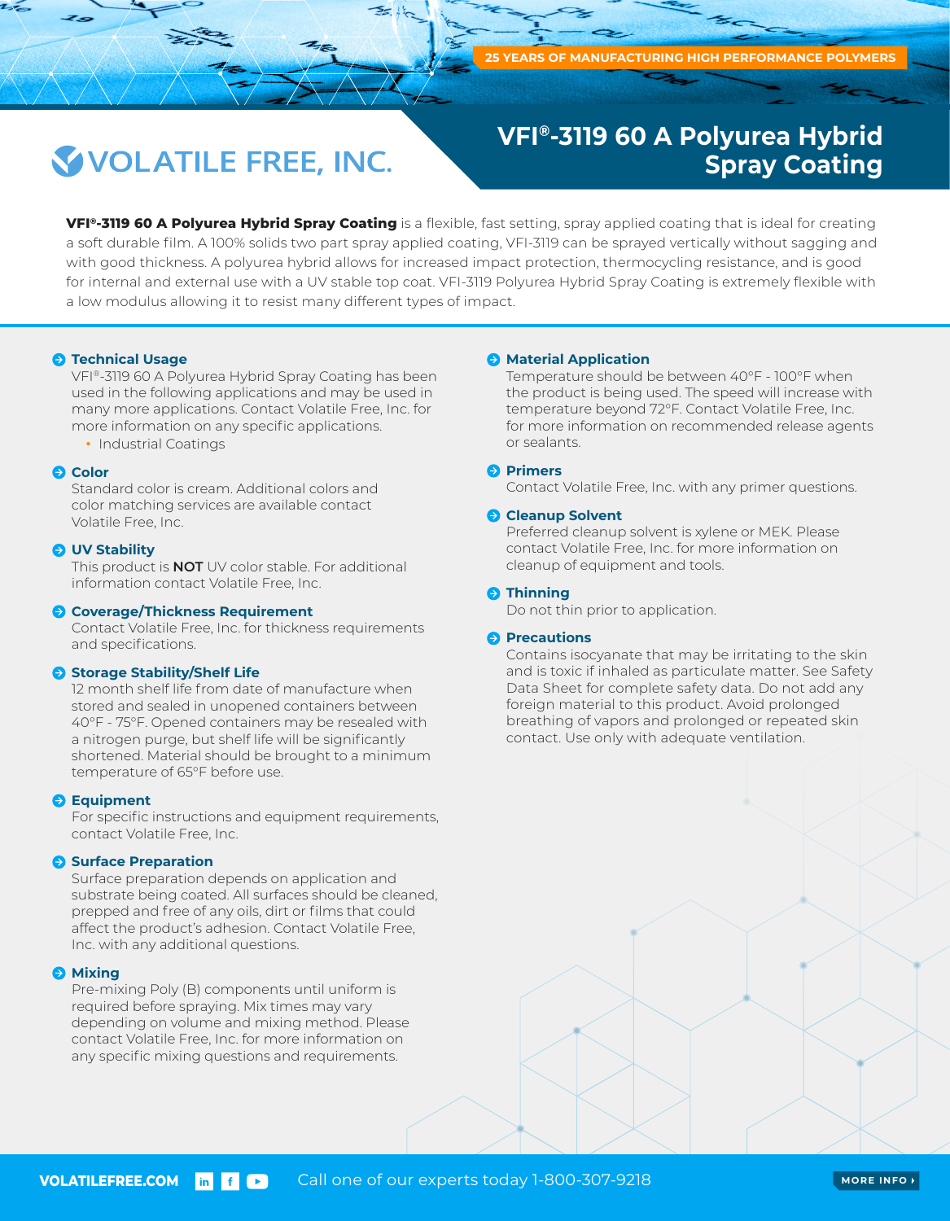25 YEARS OF MANUFACTURING HIGH PERFORMANCE POLYMERS

# VOLATILE FREE, INC.

# VFI®-3119 60 A Polyurea Hybrid Spray Coating

**VFI®-3119 60 A Polyurea Hybrid Spray Coating** is a flexible, fast setting, spray applied coating that is ideal for creating a soft durable film. A 100% solids two part spray applied coating, VFI-3119 can be sprayed vertically without sagging and with good thickness. A polyurea hybrid allows for increased impact protection, thermocycling resistance, and is good for internal and external use with a UV stable top coat. VFI-3119 Polyurea Hybrid Spray Coating is extremely flexible with a low modulus allowing it to resist many different types of impact.

## Technical Usage

VFI®-3119 60 A Polyurea Hybrid Spray Coating has been used in the following applications and may be used in many more applications. Contact Volatile Free, Inc. for more information on any specific applications.

- Industrial Coatings

## Color

Standard color is cream. Additional colors and color matching services are available contact Volatile Free, Inc.

## UV Stability

This product is **NOT** UV color stable. For additional information contact Volatile Free, Inc.

## Coverage/Thickness Requirement

Contact Volatile Free, Inc. for thickness requirements and specifications.

## Storage Stability/Shelf Life

12 month shelf life from date of manufacture when stored and sealed in unopened containers between 40°F - 75°F. Opened containers may be resealed with a nitrogen purge, but shelf life will be significantly shortened. Material should be brought to a minimum temperature of 65°F before use.

## Equipment

For specific instructions and equipment requirements, contact Volatile Free, Inc.

## Surface Preparation

Surface preparation depends on application and substrate being coated. All surfaces should be cleaned, prepped and free of any oils, dirt or films that could affect the product's adhesion. Contact Volatile Free, Inc. with any additional questions.

## Mixing

Pre-mixing Poly (B) components until uniform is required before spraying. Mix times may vary depending on volume and mixing method. Please contact Volatile Free, Inc. for more information on any specific mixing questions and requirements.

## Material Application

Temperature should be between 40°F - 100°F when the product is being used. The speed will increase with temperature beyond 72°F. Contact Volatile Free, Inc. for more information on recommended release agents or sealants.

## Primers

Contact Volatile Free, Inc. with any primer questions.

## Cleanup Solvent

Preferred cleanup solvent is xylene or MEK. Please contact Volatile Free, Inc. for more information on cleanup of equipment and tools.

## Thinning

Do not thin prior to application.

## Precautions

Contains isocyanate that may be irritating to the skin and is toxic if inhaled as particulate matter. See Safety Data Sheet for complete safety data. Do not add any foreign material to this product. Avoid prolonged breathing of vapors and prolonged or repeated skin contact. Use only with adequate ventilation.

VOLATILEFREE.COM Call one of our experts today 1-800-307-9218 MORE INFO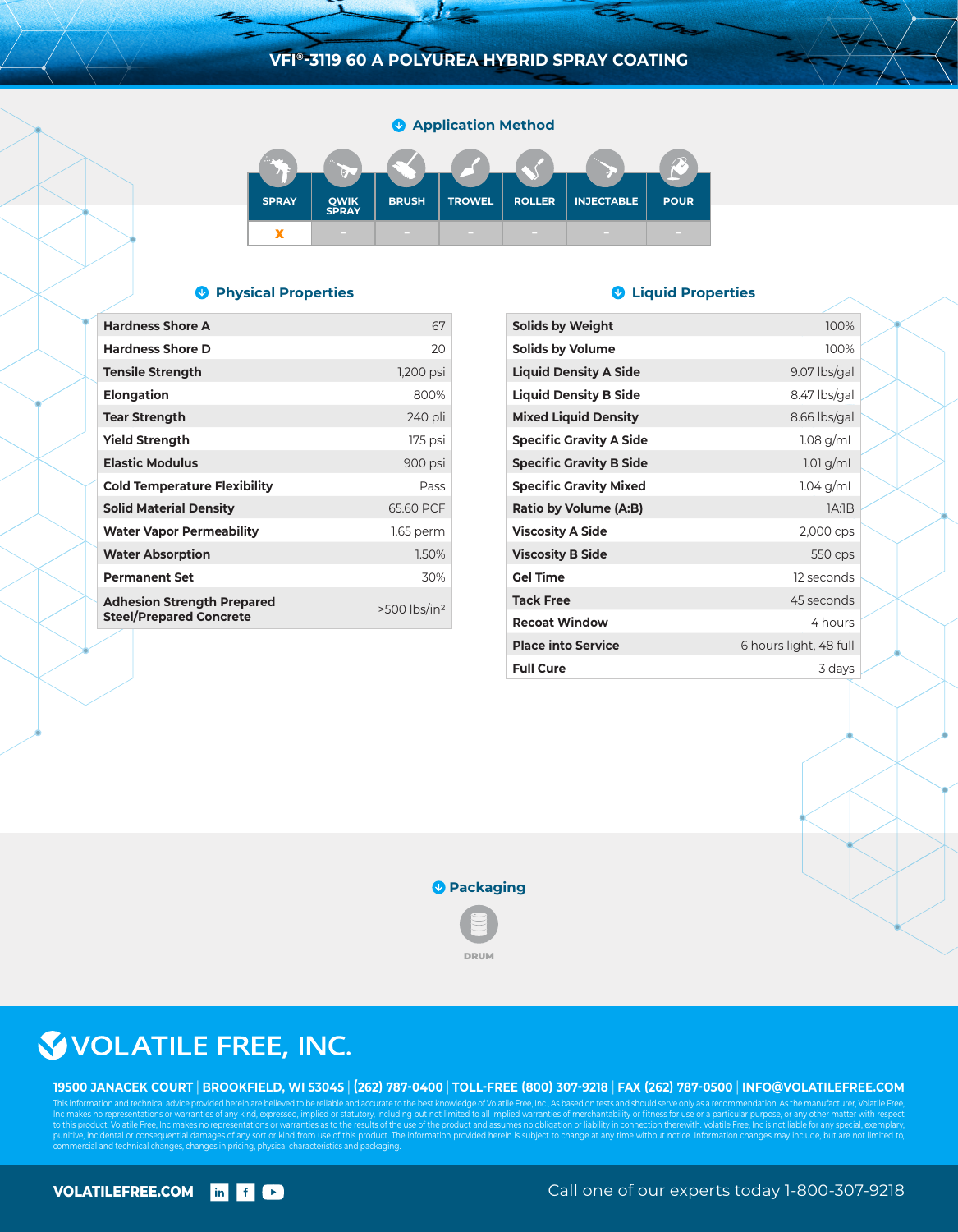# VFI®-3119 60 A POLYUREA HYBRID SPRAY COATING

## Application Method

| SPRAY | QWIK SPRAY | BRUSH | TROWEL | ROLLER | INJECTABLE | POUR |
|---|---|---|---|---|---|---|
| X | - | - | - | - | - | - |

## Physical Properties

| | |
|---|---|
| Hardness Shore A | 67 |
| Hardness Shore D | 20 |
| Tensile Strength | 1,200 psi |
| Elongation | 800% |
| Tear Strength | 240 pli |
| Yield Strength | 175 psi |
| Elastic Modulus | 900 psi |
| Cold Temperature Flexibility | Pass |
| Solid Material Density | 65.60 PCF |
| Water Vapor Permeability | 1.65 perm |
| Water Absorption | 1.50% |
| Permanent Set | 30% |
| Adhesion Strength Prepared Steel/Prepared Concrete | >500 lbs/in² |

## Liquid Properties

| | |
|---|---|
| Solids by Weight | 100% |
| Solids by Volume | 100% |
| Liquid Density A Side | 9.07 lbs/gal |
| Liquid Density B Side | 8.47 lbs/gal |
| Mixed Liquid Density | 8.66 lbs/gal |
| Specific Gravity A Side | 1.08 g/mL |
| Specific Gravity B Side | 1.01 g/mL |
| Specific Gravity Mixed | 1.04 g/mL |
| Ratio by Volume (A:B) | 1A:1B |
| Viscosity A Side | 2,000 cps |
| Viscosity B Side | 550 cps |
| Gel Time | 12 seconds |
| Tack Free | 45 seconds |
| Recoat Window | 4 hours |
| Place into Service | 6 hours light, 48 full |
| Full Cure | 3 days |

## Packaging

DRUM

**VOLATILE FREE, INC.**

**19500 JANACEK COURT | BROOKFIELD, WI 53045 | (262) 787-0400 | TOLL-FREE (800) 307-9218 | FAX (262) 787-0500 | INFO@VOLATILEFREE.COM**

This information and technical advice provided herein are believed to be reliable and accurate to the best knowledge of Volatile Free, Inc., As based on tests and should serve only as a recommendation. As the manufacturer, Volatile Free, Inc makes no representations or warranties of any kind, expressed, implied or statutory, including but not limited to all implied warranties of merchantability or fitness for use or a particular purpose, or any other matter with respect to this product. Volatile Free, Inc makes no representations or warranties as to the results of the use of the product and assumes no obligation or liability in connection therewith. Volatile Free, Inc is not liable for any special, exemplary, punitive, incidental or consequential damages of any sort or kind from use of this product. The information provided herein is subject to change at any time without notice. Information changes may include, but are not limited to, commercial and technical changes, changes in pricing, physical characteristics and packaging.

**VOLATILEFREE.COM**

Call one of our experts today 1-800-307-9218